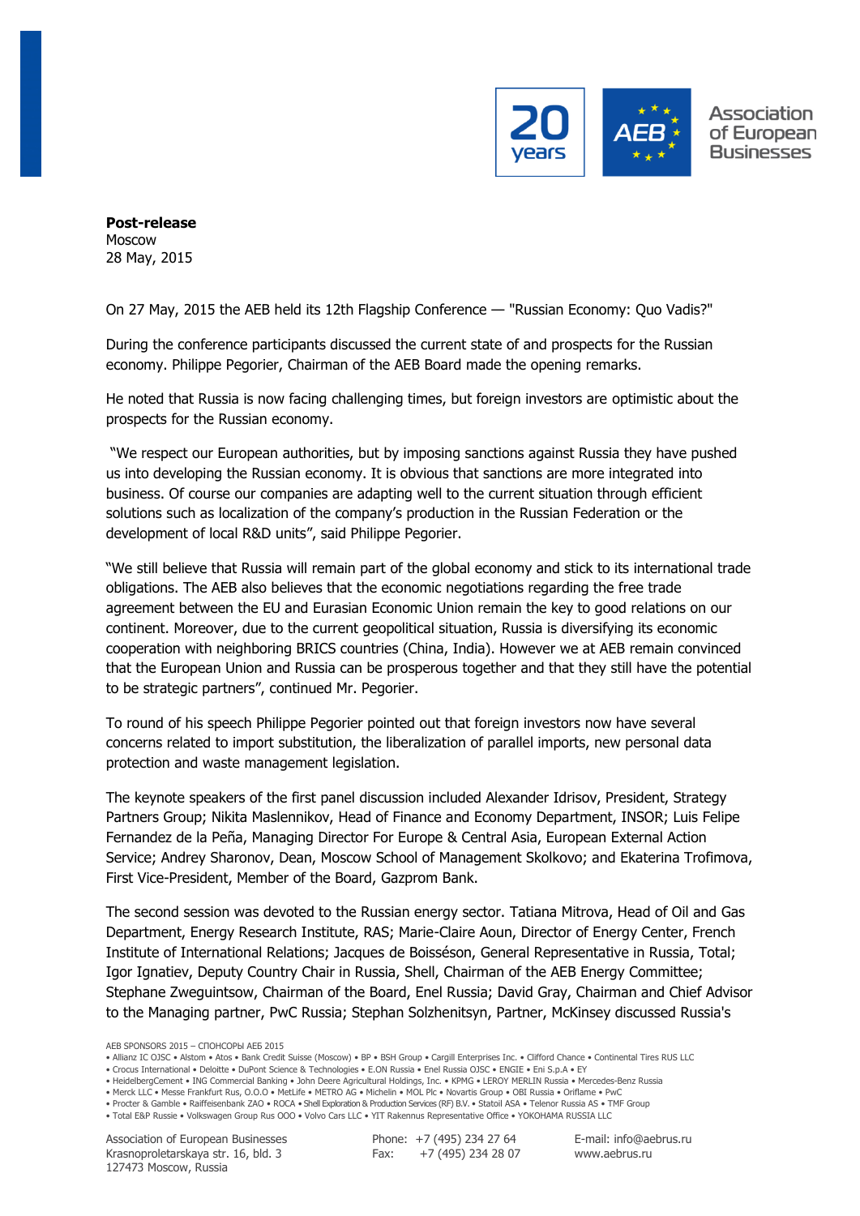**Post-release**
Moscow
28 May, 2015

On 27 May, 2015 the AEB held its 12th Flagship Conference — "Russian Economy: Quo Vadis?"

During the conference participants discussed the current state of and prospects for the Russian economy. Philippe Pegorier, Chairman of the AEB Board made the opening remarks.

He noted that Russia is now facing challenging times, but foreign investors are optimistic about the prospects for the Russian economy.

"We respect our European authorities, but by imposing sanctions against Russia they have pushed us into developing the Russian economy. It is obvious that sanctions are more integrated into business. Of course our companies are adapting well to the current situation through efficient solutions such as localization of the company's production in the Russian Federation or the development of local R&D units", said Philippe Pegorier.

"We still believe that Russia will remain part of the global economy and stick to its international trade obligations. The AEB also believes that the economic negotiations regarding the free trade agreement between the EU and Eurasian Economic Union remain the key to good relations on our continent. Moreover, due to the current geopolitical situation, Russia is diversifying its economic cooperation with neighboring BRICS countries (China, India). However we at AEB remain convinced that the European Union and Russia can be prosperous together and that they still have the potential to be strategic partners", continued Mr. Pegorier.

To round of his speech Philippe Pegorier pointed out that foreign investors now have several concerns related to import substitution, the liberalization of parallel imports, new personal data protection and waste management legislation.

The keynote speakers of the first panel discussion included Alexander Idrisov, President, Strategy Partners Group; Nikita Maslennikov, Head of Finance and Economy Department, INSOR; Luis Felipe Fernandez de la Peña, Managing Director For Europe & Central Asia, European External Action Service; Andrey Sharonov, Dean, Moscow School of Management Skolkovo; and Ekaterina Trofimova, First Vice-President, Member of the Board, Gazprom Bank.

The second session was devoted to the Russian energy sector. Tatiana Mitrova, Head of Oil and Gas Department, Energy Research Institute, RAS; Marie-Claire Aoun, Director of Energy Center, French Institute of International Relations; Jacques de Boisséson, General Representative in Russia, Total; Igor Ignatiev, Deputy Country Chair in Russia, Shell, Chairman of the AEB Energy Committee; Stephane Zweguintsow, Chairman of the Board, Enel Russia; David Gray, Chairman and Chief Advisor to the Managing partner, PwC Russia; Stephan Solzhenitsyn, Partner, McKinsey discussed Russia's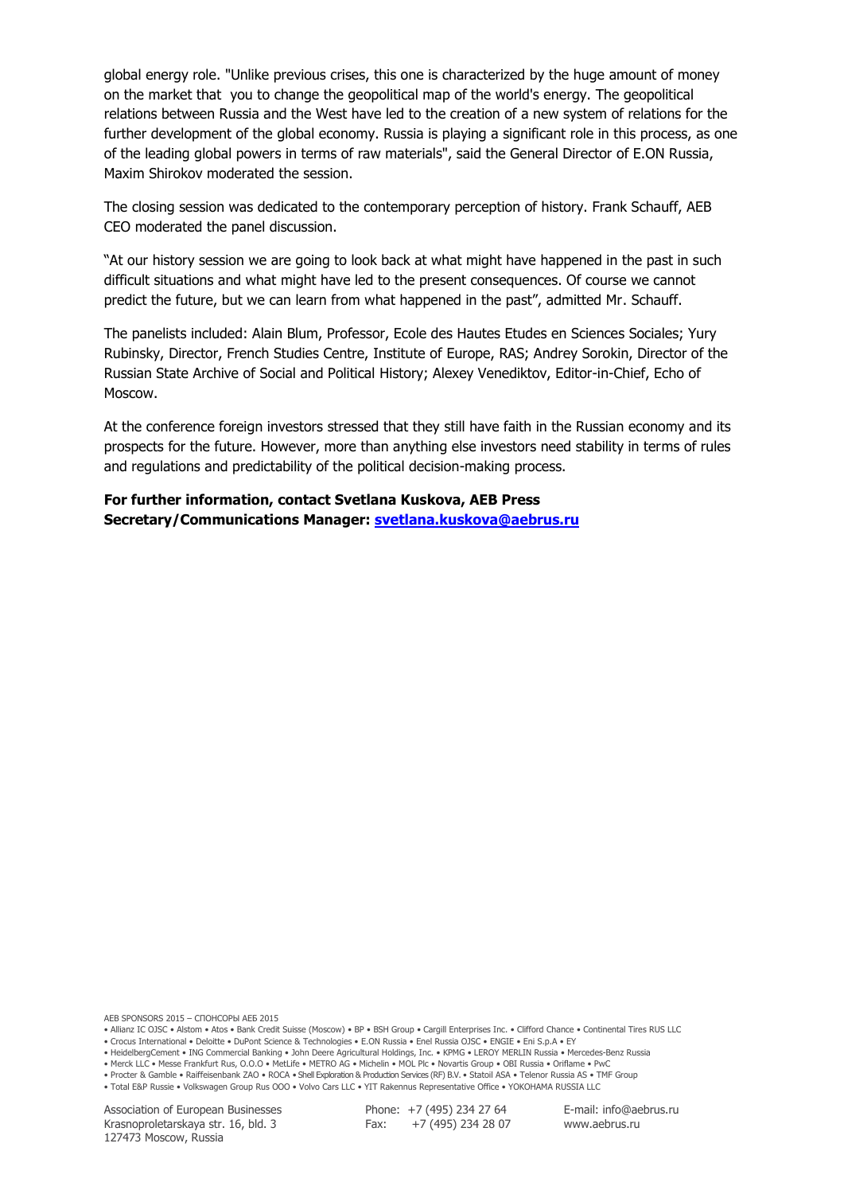global energy role. "Unlike previous crises, this one is characterized by the huge amount of money on the market that  you to change the geopolitical map of the world's energy. The geopolitical relations between Russia and the West have led to the creation of a new system of relations for the further development of the global economy. Russia is playing a significant role in this process, as one of the leading global powers in terms of raw materials", said the General Director of E.ON Russia, Maxim Shirokov moderated the session.

The closing session was dedicated to the contemporary perception of history. Frank Schauff, AEB CEO moderated the panel discussion.

"At our history session we are going to look back at what might have happened in the past in such difficult situations and what might have led to the present consequences. Of course we cannot predict the future, but we can learn from what happened in the past", admitted Mr. Schauff.

The panelists included: Alain Blum, Professor, Ecole des Hautes Etudes en Sciences Sociales; Yury Rubinsky, Director, French Studies Centre, Institute of Europe, RAS; Andrey Sorokin, Director of the Russian State Archive of Social and Political History; Alexey Venediktov, Editor-in-Chief, Echo of Moscow.

At the conference foreign investors stressed that they still have faith in the Russian economy and its prospects for the future. However, more than anything else investors need stability in terms of rules and regulations and predictability of the political decision-making process.

**For further information, contact Svetlana Kuskova, AEB Press Secretary/Communications Manager: svetlana.kuskova@aebrus.ru**

AEB SPONSORS 2015 – СПОНСОРЫ АЕБ 2015

• Allianz IC OJSC • Alstom • Atos • Bank Credit Suisse (Moscow) • BP • BSH Group • Cargill Enterprises Inc. • Clifford Chance • Continental Tires RUS LLC
• Crocus International • Deloitte • DuPont Science & Technologies • E.ON Russia • Enel Russia OJSC • ENGIE • Eni S.p.A • EY
• HeidelbergCement • ING Commercial Banking • John Deere Agricultural Holdings, Inc. • KPMG • LEROY MERLIN Russia • Mercedes-Benz Russia
• Merck LLC • Messe Frankfurt Rus, O.O.O • MetLife • METRO AG • Michelin • MOL Plc • Novartis Group • OBI Russia • Oriflame • PwC
• Procter & Gamble • Raiffeisenbank ZAO • ROCA • Shell Exploration & Production Services (RF) B.V. • Statoil ASA • Telenor Russia AS • TMF Group
• Total E&P Russie • Volkswagen Group Rus OOO • Volvo Cars LLC • YIT Rakennus Representative Office • YOKOHAMA RUSSIA LLC

Association of European Businesses
Krasnoproletarskaya str. 16, bld. 3
127473 Moscow, Russia

Phone: +7 (495) 234 27 64
Fax: +7 (495) 234 28 07

E-mail: info@aebrus.ru
www.aebrus.ru